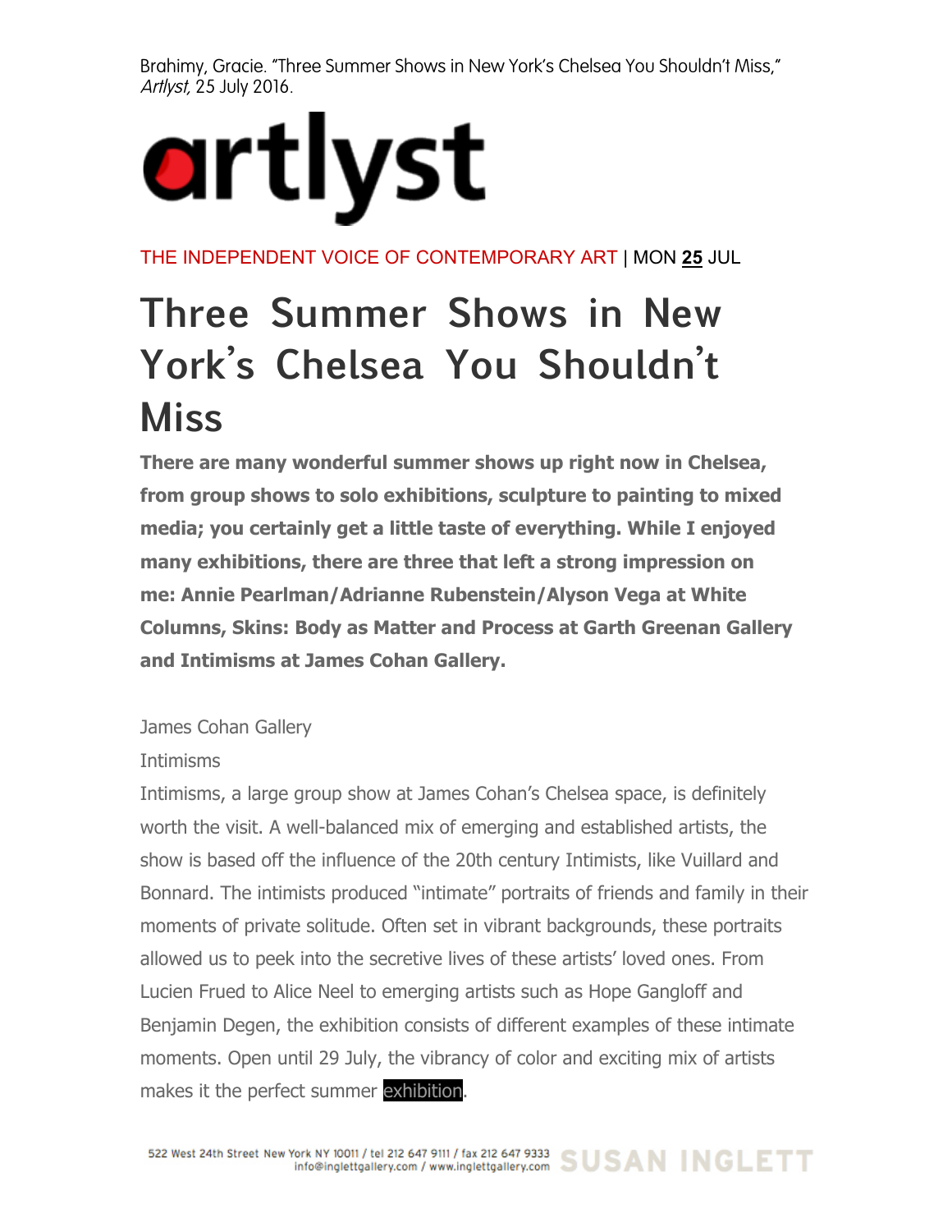Brahimy, Gracie. "Three Summer Shows in New York's Chelsea You Shouldn't Miss," *Artlyst*, 25 July 2016.

artlyst

THE INDEPENDENT VOICE OF CONTEMPORARY ART | MON **25** JUL

# Three Summer Shows in New York's Chelsea You Shouldn't Miss

**There are many wonderful summer shows up right now in Chelsea, from group shows to solo exhibitions, sculpture to painting to mixed media; you certainly get a little taste of everything. While I enjoyed many exhibitions, there are three that left a strong impression on me: Annie Pearlman/Adrianne Rubenstein/Alyson Vega at White Columns, Skins: Body as Matter and Process at Garth Greenan Gallery and Intimisms at James Cohan Gallery.**

James Cohan Gallery

Intimisms

Intimisms, a large group show at James Cohan's Chelsea space, is definitely worth the visit. A well-balanced mix of emerging and established artists, the show is based off the influence of the 20th century Intimists, like Vuillard and Bonnard. The intimists produced "intimate" portraits of friends and family in their moments of private solitude. Often set in vibrant backgrounds, these portraits allowed us to peek into the secretive lives of these artists' loved ones. From Lucien Frued to Alice Neel to emerging artists such as Hope Gangloff and Benjamin Degen, the exhibition consists of different examples of these intimate moments. Open until 29 July, the vibrancy of color and exciting mix of artists makes it the perfect summer exhibition.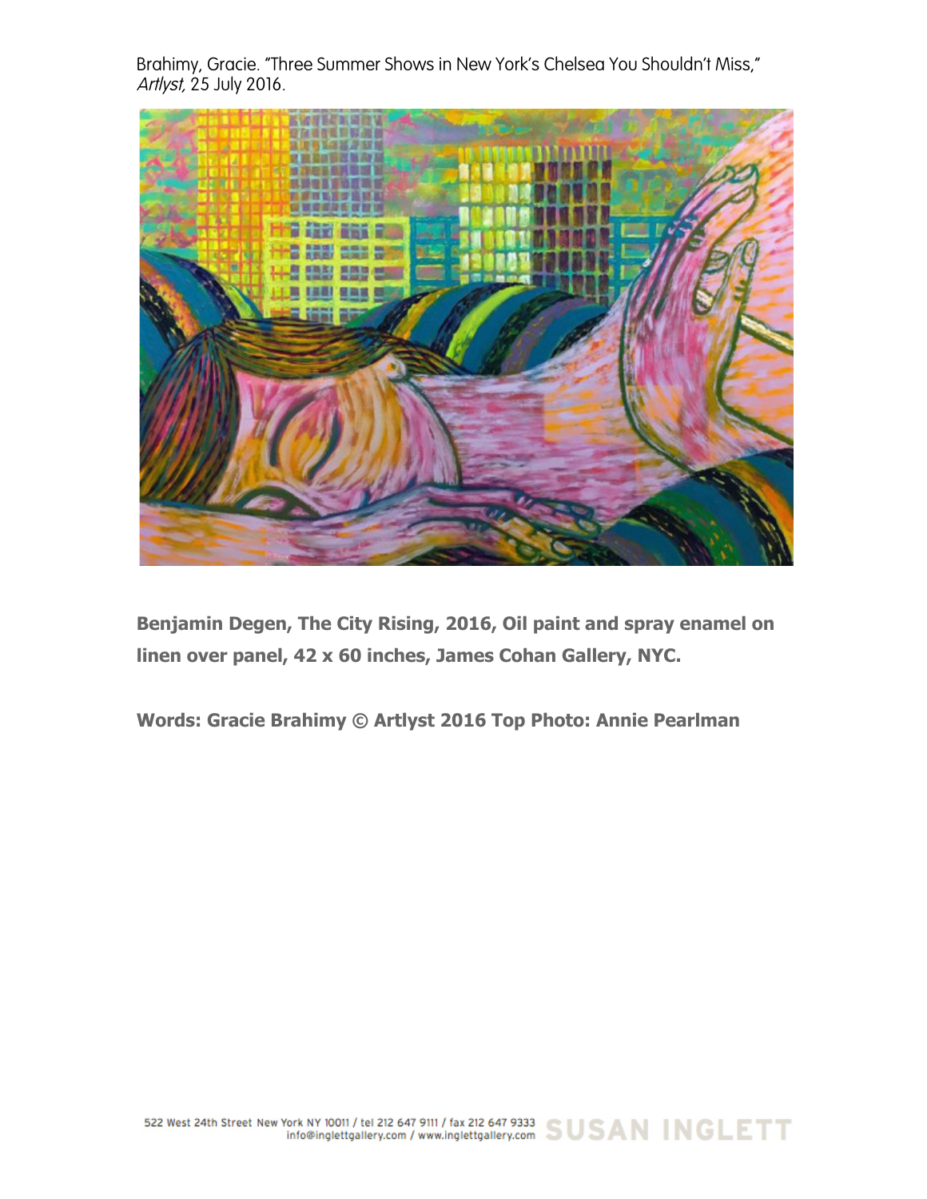**Benjamin Degen, The City Rising, 2016, Oil paint and spray enamel on linen over panel, 42 x 60 inches, James Cohan Gallery, NYC.**

**Words: Gracie Brahimy © Artlyst 2016 Top Photo: Annie Pearlman**